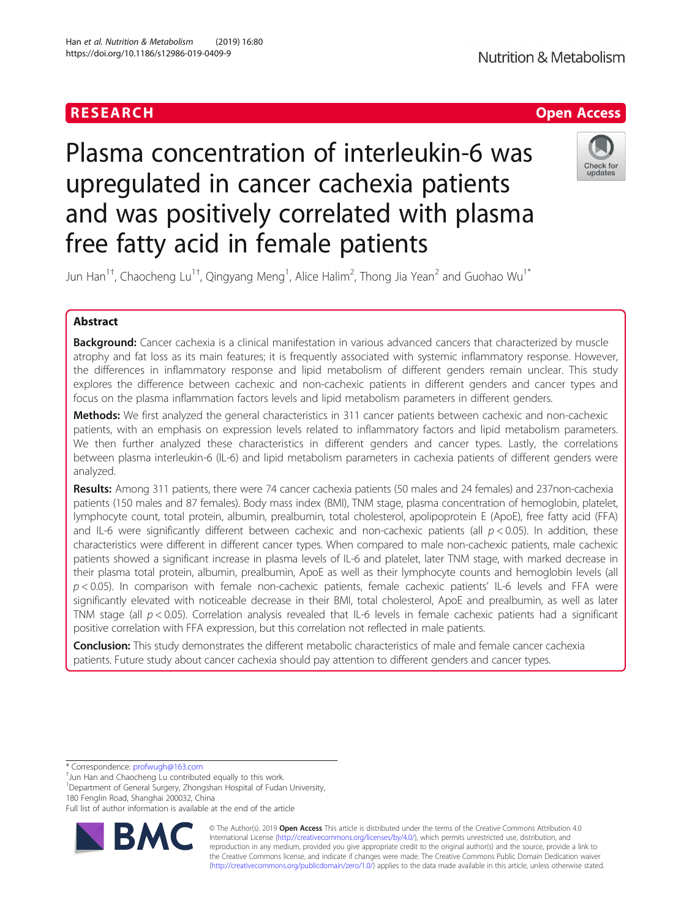RESEARCH Open Access

# Plasma concentration of interleukin-6 was upregulated in cancer cachexia patients and was positively correlated with plasma free fatty acid in female patients

Jun Han[1†], Chaocheng Lu[1†], Qingyang Meng[1], Alice Halim[2], Thong Jia Yean[2] and Guohao Wu[1*]

## Abstract

**Background:** Cancer cachexia is a clinical manifestation in various advanced cancers that characterized by muscle atrophy and fat loss as its main features; it is frequently associated with systemic inflammatory response. However, the differences in inflammatory response and lipid metabolism of different genders remain unclear. This study explores the difference between cachexic and non-cachexic patients in different genders and cancer types and focus on the plasma inflammation factors levels and lipid metabolism parameters in different genders.

**Methods:** We first analyzed the general characteristics in 311 cancer patients between cachexic and non-cachexic patients, with an emphasis on expression levels related to inflammatory factors and lipid metabolism parameters. We then further analyzed these characteristics in different genders and cancer types. Lastly, the correlations between plasma interleukin-6 (IL-6) and lipid metabolism parameters in cachexia patients of different genders were analyzed.

**Results:** Among 311 patients, there were 74 cancer cachexia patients (50 males and 24 females) and 237non-cachexia patients (150 males and 87 females). Body mass index (BMI), TNM stage, plasma concentration of hemoglobin, platelet, lymphocyte count, total protein, albumin, prealbumin, total cholesterol, apolipoprotein E (ApoE), free fatty acid (FFA) and IL-6 were significantly different between cachexic and non-cachexic patients (all $p < 0.05$). In addition, these characteristics were different in different cancer types. When compared to male non-cachexic patients, male cachexic patients showed a significant increase in plasma levels of IL-6 and platelet, later TNM stage, with marked decrease in their plasma total protein, albumin, prealbumin, ApoE as well as their lymphocyte counts and hemoglobin levels (all $p < 0.05$). In comparison with female non-cachexic patients, female cachexic patients' IL-6 levels and FFA were significantly elevated with noticeable decrease in their BMI, total cholesterol, ApoE and prealbumin, as well as later TNM stage (all $p < 0.05$). Correlation analysis revealed that IL-6 levels in female cachexic patients had a significant positive correlation with FFA expression, but this correlation not reflected in male patients.

**Conclusion:** This study demonstrates the different metabolic characteristics of male and female cancer cachexia patients. Future study about cancer cachexia should pay attention to different genders and cancer types.

---

\* Correspondence: profwugh@163.com
†Jun Han and Chaocheng Lu contributed equally to this work.
[1]Department of General Surgery, Zhongshan Hospital of Fudan University, 180 Fenglin Road, Shanghai 200032, China
Full list of author information is available at the end of the article

© The Author(s). 2019 **Open Access** This article is distributed under the terms of the Creative Commons Attribution 4.0 International License (http://creativecommons.org/licenses/by/4.0/), which permits unrestricted use, distribution, and reproduction in any medium, provided you give appropriate credit to the original author(s) and the source, provide a link to the Creative Commons license, and indicate if changes were made. The Creative Commons Public Domain Dedication waiver (http://creativecommons.org/publicdomain/zero/1.0/) applies to the data made available in this article, unless otherwise stated.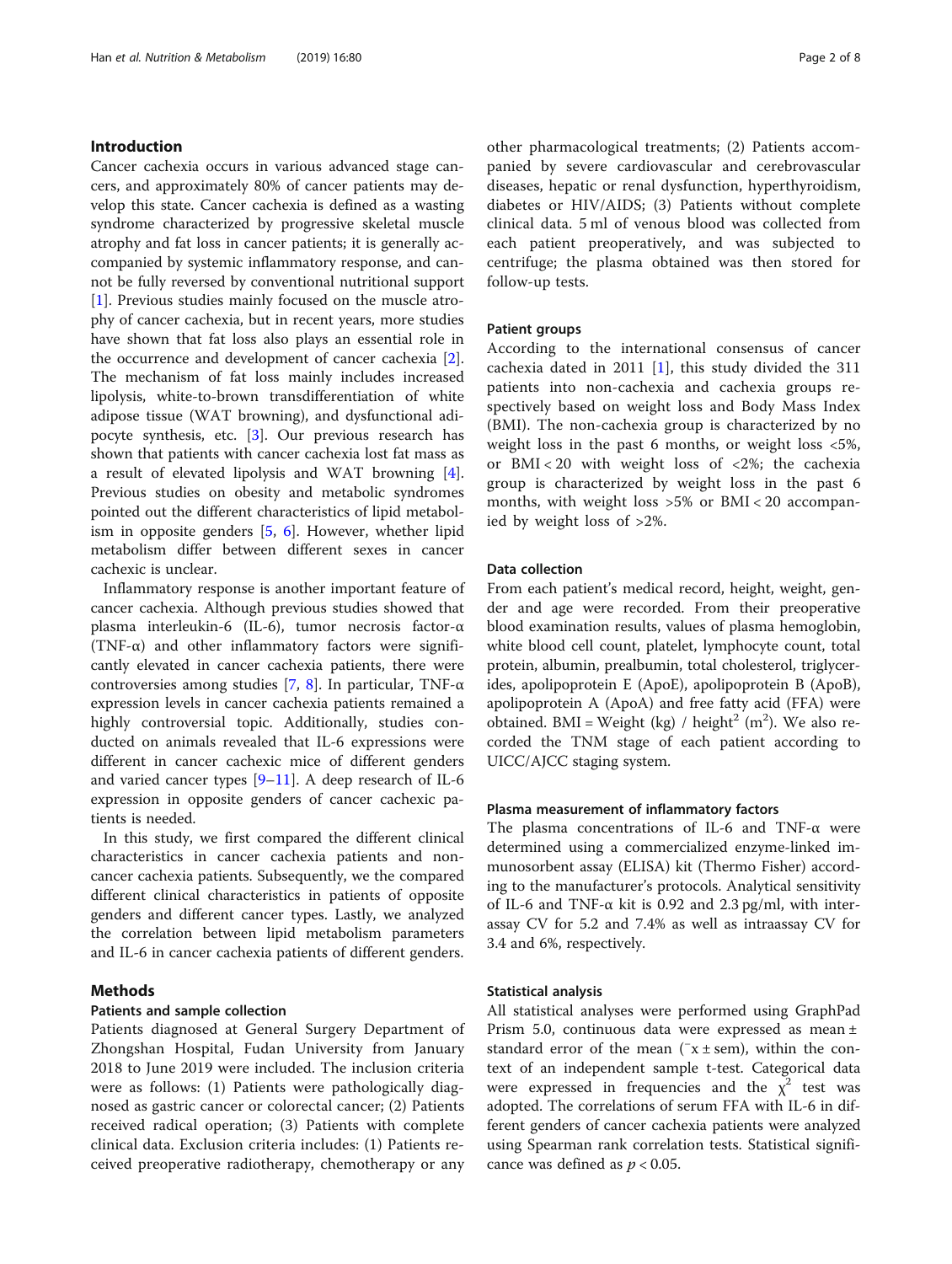## Introduction

Cancer cachexia occurs in various advanced stage cancers, and approximately 80% of cancer patients may develop this state. Cancer cachexia is defined as a wasting syndrome characterized by progressive skeletal muscle atrophy and fat loss in cancer patients; it is generally accompanied by systemic inflammatory response, and cannot be fully reversed by conventional nutritional support [1]. Previous studies mainly focused on the muscle atrophy of cancer cachexia, but in recent years, more studies have shown that fat loss also plays an essential role in the occurrence and development of cancer cachexia [2]. The mechanism of fat loss mainly includes increased lipolysis, white-to-brown transdifferentiation of white adipose tissue (WAT browning), and dysfunctional adipocyte synthesis, etc. [3]. Our previous research has shown that patients with cancer cachexia lost fat mass as a result of elevated lipolysis and WAT browning [4]. Previous studies on obesity and metabolic syndromes pointed out the different characteristics of lipid metabolism in opposite genders [5, 6]. However, whether lipid metabolism differ between different sexes in cancer cachexic is unclear.

Inflammatory response is another important feature of cancer cachexia. Although previous studies showed that plasma interleukin-6 (IL-6), tumor necrosis factor-α (TNF-α) and other inflammatory factors were significantly elevated in cancer cachexia patients, there were controversies among studies [7, 8]. In particular, TNF-α expression levels in cancer cachexia patients remained a highly controversial topic. Additionally, studies conducted on animals revealed that IL-6 expressions were different in cancer cachexic mice of different genders and varied cancer types [9–11]. A deep research of IL-6 expression in opposite genders of cancer cachexic patients is needed.

In this study, we first compared the different clinical characteristics in cancer cachexia patients and non-cancer cachexia patients. Subsequently, we the compared different clinical characteristics in patients of opposite genders and different cancer types. Lastly, we analyzed the correlation between lipid metabolism parameters and IL-6 in cancer cachexia patients of different genders.

## Methods

### Patients and sample collection

Patients diagnosed at General Surgery Department of Zhongshan Hospital, Fudan University from January 2018 to June 2019 were included. The inclusion criteria were as follows: (1) Patients were pathologically diagnosed as gastric cancer or colorectal cancer; (2) Patients received radical operation; (3) Patients with complete clinical data. Exclusion criteria includes: (1) Patients received preoperative radiotherapy, chemotherapy or any other pharmacological treatments; (2) Patients accompanied by severe cardiovascular and cerebrovascular diseases, hepatic or renal dysfunction, hyperthyroidism, diabetes or HIV/AIDS; (3) Patients without complete clinical data. 5 ml of venous blood was collected from each patient preoperatively, and was subjected to centrifuge; the plasma obtained was then stored for follow-up tests.

### Patient groups

According to the international consensus of cancer cachexia dated in 2011 [1], this study divided the 311 patients into non-cachexia and cachexia groups respectively based on weight loss and Body Mass Index (BMI). The non-cachexia group is characterized by no weight loss in the past 6 months, or weight loss <5%, or BMI < 20 with weight loss of <2%; the cachexia group is characterized by weight loss in the past 6 months, with weight loss >5% or BMI < 20 accompanied by weight loss of >2%.

### Data collection

From each patient's medical record, height, weight, gender and age were recorded. From their preoperative blood examination results, values of plasma hemoglobin, white blood cell count, platelet, lymphocyte count, total protein, albumin, prealbumin, total cholesterol, triglycerides, apolipoprotein E (ApoE), apolipoprotein B (ApoB), apolipoprotein A (ApoA) and free fatty acid (FFA) were obtained. BMI = Weight (kg) / height$^2$ (m$^2$). We also recorded the TNM stage of each patient according to UICC/AJCC staging system.

### Plasma measurement of inflammatory factors

The plasma concentrations of IL-6 and TNF-α were determined using a commercialized enzyme-linked immunosorbent assay (ELISA) kit (Thermo Fisher) according to the manufacturer's protocols. Analytical sensitivity of IL-6 and TNF-α kit is 0.92 and 2.3 pg/ml, with interassay CV for 5.2 and 7.4% as well as intraassay CV for 3.4 and 6%, respectively.

### Statistical analysis

All statistical analyses were performed using GraphPad Prism 5.0, continuous data were expressed as mean ± standard error of the mean ($\bar{x} \pm$ sem), within the context of an independent sample t-test. Categorical data were expressed in frequencies and the $\chi^2$ test was adopted. The correlations of serum FFA with IL-6 in different genders of cancer cachexia patients were analyzed using Spearman rank correlation tests. Statistical significance was defined as $p < 0.05$.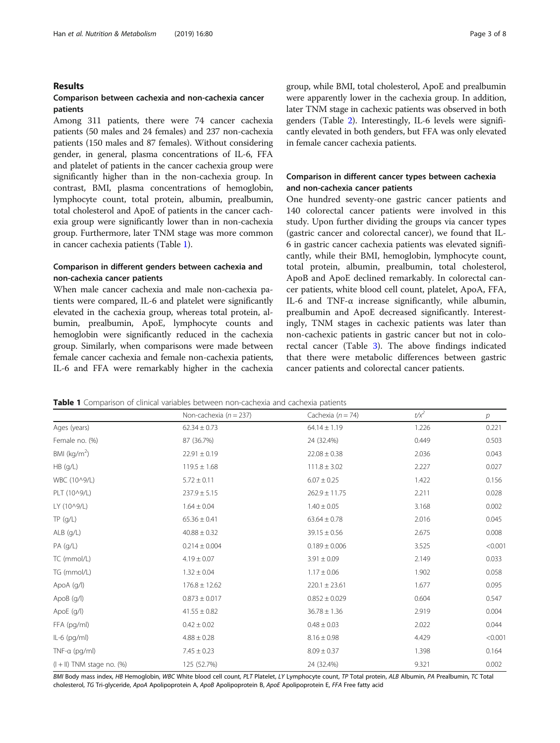## Results

### Comparison between cachexia and non-cachexia cancer patients

Among 311 patients, there were 74 cancer cachexia patients (50 males and 24 females) and 237 non-cachexia patients (150 males and 87 females). Without considering gender, in general, plasma concentrations of IL-6, FFA and platelet of patients in the cancer cachexia group were significantly higher than in the non-cachexia group. In contrast, BMI, plasma concentrations of hemoglobin, lymphocyte count, total protein, albumin, prealbumin, total cholesterol and ApoE of patients in the cancer cachexia group were significantly lower than in non-cachexia group. Furthermore, later TNM stage was more common in cancer cachexia patients (Table 1).

### Comparison in different genders between cachexia and non-cachexia cancer patients

When male cancer cachexia and male non-cachexia patients were compared, IL-6 and platelet were significantly elevated in the cachexia group, whereas total protein, albumin, prealbumin, ApoE, lymphocyte counts and hemoglobin were significantly reduced in the cachexia group. Similarly, when comparisons were made between female cancer cachexia and female non-cachexia patients, IL-6 and FFA were remarkably higher in the cachexia group, while BMI, total cholesterol, ApoE and prealbumin were apparently lower in the cachexia group. In addition, later TNM stage in cachexic patients was observed in both genders (Table 2). Interestingly, IL-6 levels were significantly elevated in both genders, but FFA was only elevated in female cancer cachexia patients.

### Comparison in different cancer types between cachexia and non-cachexia cancer patients

One hundred seventy-one gastric cancer patients and 140 colorectal cancer patients were involved in this study. Upon further dividing the groups via cancer types (gastric cancer and colorectal cancer), we found that IL-6 in gastric cancer cachexia patients was elevated significantly, while their BMI, hemoglobin, lymphocyte count, total protein, albumin, prealbumin, total cholesterol, ApoB and ApoE declined remarkably. In colorectal cancer patients, white blood cell count, platelet, ApoA, FFA, IL-6 and TNF-α increase significantly, while albumin, prealbumin and ApoE decreased significantly. Interestingly, TNM stages in cachexic patients was later than non-cachexic patients in gastric cancer but not in colorectal cancer (Table 3). The above findings indicated that there were metabolic differences between gastric cancer patients and colorectal cancer patients.

**Table 1** Comparison of clinical variables between non-cachexia and cachexia patients

| | Non-cachexia ($n = 237$) | Cachexia ($n = 74$) | $t/x^2$ | $p$ |
|---|---|---|---|---|
| Ages (years) | 62.34 ± 0.73 | 64.14 ± 1.19 | 1.226 | 0.221 |
| Female no. (%) | 87 (36.7%) | 24 (32.4%) | 0.449 | 0.503 |
| BMI (kg/m$^2$) | 22.91 ± 0.19 | 22.08 ± 0.38 | 2.036 | 0.043 |
| HB (g/L) | 119.5 ± 1.68 | 111.8 ± 3.02 | 2.227 | 0.027 |
| WBC (10^9/L) | 5.72 ± 0.11 | 6.07 ± 0.25 | 1.422 | 0.156 |
| PLT (10^9/L) | 237.9 ± 5.15 | 262.9 ± 11.75 | 2.211 | 0.028 |
| LY (10^9/L) | 1.64 ± 0.04 | 1.40 ± 0.05 | 3.168 | 0.002 |
| TP (g/L) | 65.36 ± 0.41 | 63.64 ± 0.78 | 2.016 | 0.045 |
| ALB (g/L) | 40.88 ± 0.32 | 39.15 ± 0.56 | 2.675 | 0.008 |
| PA (g/L) | 0.214 ± 0.004 | 0.189 ± 0.006 | 3.525 | <0.001 |
| TC (mmol/L) | 4.19 ± 0.07 | 3.91 ± 0.09 | 2.149 | 0.033 |
| TG (mmol/L) | 1.32 ± 0.04 | 1.17 ± 0.06 | 1.902 | 0.058 |
| ApoA (g/l) | 176.8 ± 12.62 | 220.1 ± 23.61 | 1.677 | 0.095 |
| ApoB (g/l) | 0.873 ± 0.017 | 0.852 ± 0.029 | 0.604 | 0.547 |
| ApoE (g/l) | 41.55 ± 0.82 | 36.78 ± 1.36 | 2.919 | 0.004 |
| FFA (pg/ml) | 0.42 ± 0.02 | 0.48 ± 0.03 | 2.022 | 0.044 |
| IL-6 (pg/ml) | 4.88 ± 0.28 | 8.16 ± 0.98 | 4.429 | <0.001 |
| TNF-α (pg/ml) | 7.45 ± 0.23 | 8.09 ± 0.37 | 1.398 | 0.164 |
| (I + II) TNM stage no. (%) | 125 (52.7%) | 24 (32.4%) | 9.321 | 0.002 |

*BMI* Body mass index, *HB* Hemoglobin, *WBC* White blood cell count, *PLT* Platelet, *LY* Lymphocyte count, *TP* Total protein, *ALB* Albumin, *PA* Prealbumin, *TC* Total cholesterol, *TG* Tri-glyceride, *ApoA* Apolipoprotein A, *ApoB* Apolipoprotein B, *ApoE* Apolipoprotein E, *FFA* Free fatty acid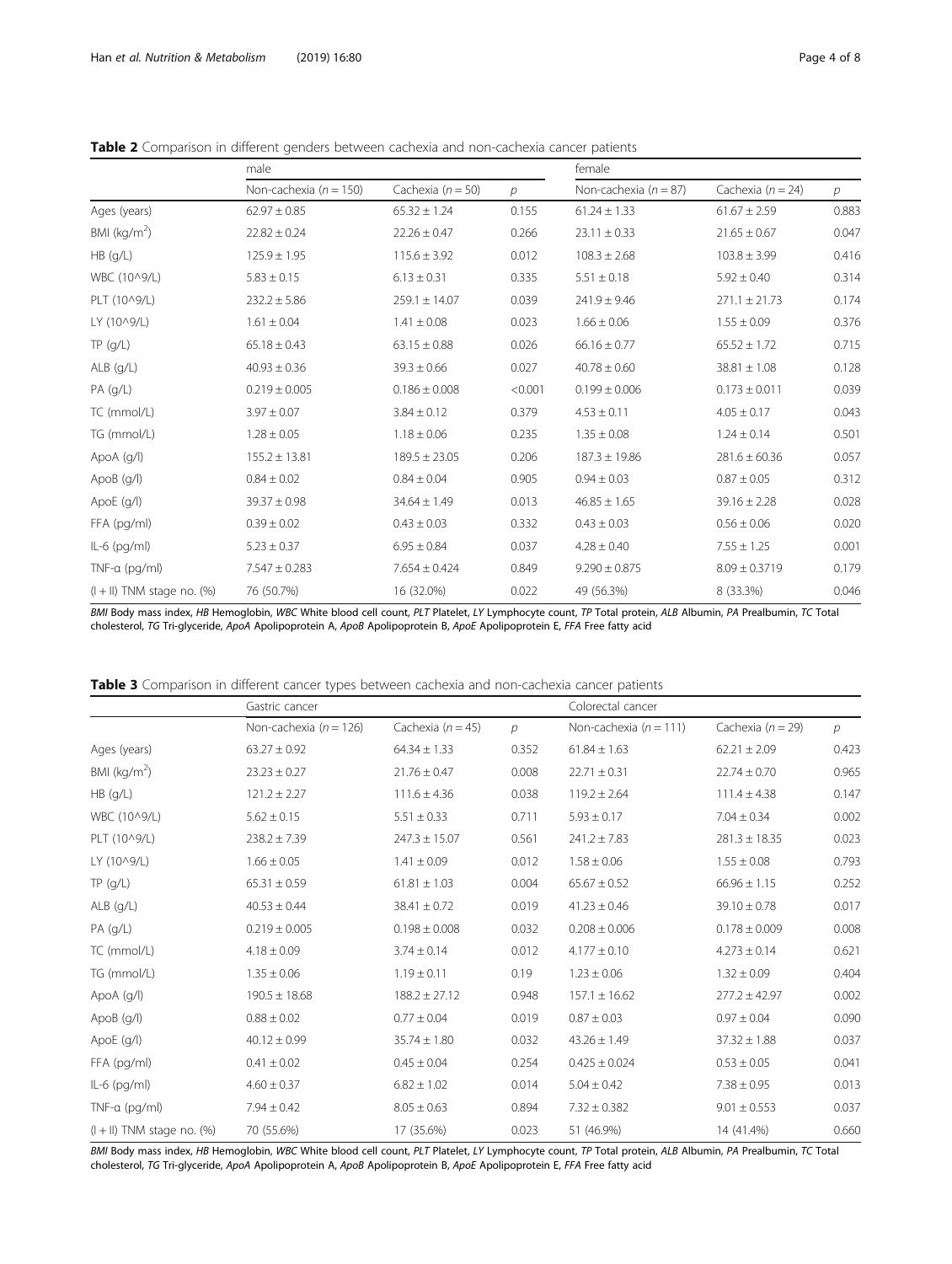**Table 2** Comparison in different genders between cachexia and non-cachexia cancer patients

| | male | | | female | | |
|---|---|---|---|---|---|---|
| | Non-cachexia (*n* = 150) | Cachexia (*n* = 50) | *p* | Non-cachexia (*n* = 87) | Cachexia (*n* = 24) | *p* |
| Ages (years) | 62.97 ± 0.85 | 65.32 ± 1.24 | 0.155 | 61.24 ± 1.33 | 61.67 ± 2.59 | 0.883 |
| BMI (kg/m$^2$) | 22.82 ± 0.24 | 22.26 ± 0.47 | 0.266 | 23.11 ± 0.33 | 21.65 ± 0.67 | 0.047 |
| HB (g/L) | 125.9 ± 1.95 | 115.6 ± 3.92 | 0.012 | 108.3 ± 2.68 | 103.8 ± 3.99 | 0.416 |
| WBC (10^9/L) | 5.83 ± 0.15 | 6.13 ± 0.31 | 0.335 | 5.51 ± 0.18 | 5.92 ± 0.40 | 0.314 |
| PLT (10^9/L) | 232.2 ± 5.86 | 259.1 ± 14.07 | 0.039 | 241.9 ± 9.46 | 271.1 ± 21.73 | 0.174 |
| LY (10^9/L) | 1.61 ± 0.04 | 1.41 ± 0.08 | 0.023 | 1.66 ± 0.06 | 1.55 ± 0.09 | 0.376 |
| TP (g/L) | 65.18 ± 0.43 | 63.15 ± 0.88 | 0.026 | 66.16 ± 0.77 | 65.52 ± 1.72 | 0.715 |
| ALB (g/L) | 40.93 ± 0.36 | 39.3 ± 0.66 | 0.027 | 40.78 ± 0.60 | 38.81 ± 1.08 | 0.128 |
| PA (g/L) | 0.219 ± 0.005 | 0.186 ± 0.008 | <0.001 | 0.199 ± 0.006 | 0.173 ± 0.011 | 0.039 |
| TC (mmol/L) | 3.97 ± 0.07 | 3.84 ± 0.12 | 0.379 | 4.53 ± 0.11 | 4.05 ± 0.17 | 0.043 |
| TG (mmol/L) | 1.28 ± 0.05 | 1.18 ± 0.06 | 0.235 | 1.35 ± 0.08 | 1.24 ± 0.14 | 0.501 |
| ApoA (g/l) | 155.2 ± 13.81 | 189.5 ± 23.05 | 0.206 | 187.3 ± 19.86 | 281.6 ± 60.36 | 0.057 |
| ApoB (g/l) | 0.84 ± 0.02 | 0.84 ± 0.04 | 0.905 | 0.94 ± 0.03 | 0.87 ± 0.05 | 0.312 |
| ApoE (g/l) | 39.37 ± 0.98 | 34.64 ± 1.49 | 0.013 | 46.85 ± 1.65 | 39.16 ± 2.28 | 0.028 |
| FFA (pg/ml) | 0.39 ± 0.02 | 0.43 ± 0.03 | 0.332 | 0.43 ± 0.03 | 0.56 ± 0.06 | 0.020 |
| IL-6 (pg/ml) | 5.23 ± 0.37 | 6.95 ± 0.84 | 0.037 | 4.28 ± 0.40 | 7.55 ± 1.25 | 0.001 |
| TNF-α (pg/ml) | 7.547 ± 0.283 | 7.654 ± 0.424 | 0.849 | 9.290 ± 0.875 | 8.09 ± 0.3719 | 0.179 |
| (I + II) TNM stage no. (%) | 76 (50.7%) | 16 (32.0%) | 0.022 | 49 (56.3%) | 8 (33.3%) | 0.046 |

*BMI* Body mass index, *HB* Hemoglobin, *WBC* White blood cell count, *PLT* Platelet, *LY* Lymphocyte count, *TP* Total protein, *ALB* Albumin, *PA* Prealbumin, *TC* Total cholesterol, *TG* Tri-glyceride, *ApoA* Apolipoprotein A, *ApoB* Apolipoprotein B, *ApoE* Apolipoprotein E, *FFA* Free fatty acid

**Table 3** Comparison in different cancer types between cachexia and non-cachexia cancer patients

| | Gastric cancer | | | Colorectal cancer | | |
|---|---|---|---|---|---|---|
| | Non-cachexia (*n* = 126) | Cachexia (*n* = 45) | *p* | Non-cachexia (*n* = 111) | Cachexia (*n* = 29) | *p* |
| Ages (years) | 63.27 ± 0.92 | 64.34 ± 1.33 | 0.352 | 61.84 ± 1.63 | 62.21 ± 2.09 | 0.423 |
| BMI (kg/m$^2$) | 23.23 ± 0.27 | 21.76 ± 0.47 | 0.008 | 22.71 ± 0.31 | 22.74 ± 0.70 | 0.965 |
| HB (g/L) | 121.2 ± 2.27 | 111.6 ± 4.36 | 0.038 | 119.2 ± 2.64 | 111.4 ± 4.38 | 0.147 |
| WBC (10^9/L) | 5.62 ± 0.15 | 5.51 ± 0.33 | 0.711 | 5.93 ± 0.17 | 7.04 ± 0.34 | 0.002 |
| PLT (10^9/L) | 238.2 ± 7.39 | 247.3 ± 15.07 | 0.561 | 241.2 ± 7.83 | 281.3 ± 18.35 | 0.023 |
| LY (10^9/L) | 1.66 ± 0.05 | 1.41 ± 0.09 | 0.012 | 1.58 ± 0.06 | 1.55 ± 0.08 | 0.793 |
| TP (g/L) | 65.31 ± 0.59 | 61.81 ± 1.03 | 0.004 | 65.67 ± 0.52 | 66.96 ± 1.15 | 0.252 |
| ALB (g/L) | 40.53 ± 0.44 | 38.41 ± 0.72 | 0.019 | 41.23 ± 0.46 | 39.10 ± 0.78 | 0.017 |
| PA (g/L) | 0.219 ± 0.005 | 0.198 ± 0.008 | 0.032 | 0.208 ± 0.006 | 0.178 ± 0.009 | 0.008 |
| TC (mmol/L) | 4.18 ± 0.09 | 3.74 ± 0.14 | 0.012 | 4.177 ± 0.10 | 4.273 ± 0.14 | 0.621 |
| TG (mmol/L) | 1.35 ± 0.06 | 1.19 ± 0.11 | 0.19 | 1.23 ± 0.06 | 1.32 ± 0.09 | 0.404 |
| ApoA (g/l) | 190.5 ± 18.68 | 188.2 ± 27.12 | 0.948 | 157.1 ± 16.62 | 277.2 ± 42.97 | 0.002 |
| ApoB (g/l) | 0.88 ± 0.02 | 0.77 ± 0.04 | 0.019 | 0.87 ± 0.03 | 0.97 ± 0.04 | 0.090 |
| ApoE (g/l) | 40.12 ± 0.99 | 35.74 ± 1.80 | 0.032 | 43.26 ± 1.49 | 37.32 ± 1.88 | 0.037 |
| FFA (pg/ml) | 0.41 ± 0.02 | 0.45 ± 0.04 | 0.254 | 0.425 ± 0.024 | 0.53 ± 0.05 | 0.041 |
| IL-6 (pg/ml) | 4.60 ± 0.37 | 6.82 ± 1.02 | 0.014 | 5.04 ± 0.42 | 7.38 ± 0.95 | 0.013 |
| TNF-α (pg/ml) | 7.94 ± 0.42 | 8.05 ± 0.63 | 0.894 | 7.32 ± 0.382 | 9.01 ± 0.553 | 0.037 |
| (I + II) TNM stage no. (%) | 70 (55.6%) | 17 (35.6%) | 0.023 | 51 (46.9%) | 14 (41.4%) | 0.660 |

*BMI* Body mass index, *HB* Hemoglobin, *WBC* White blood cell count, *PLT* Platelet, *LY* Lymphocyte count, *TP* Total protein, *ALB* Albumin, *PA* Prealbumin, *TC* Total cholesterol, *TG* Tri-glyceride, *ApoA* Apolipoprotein A, *ApoB* Apolipoprotein B, *ApoE* Apolipoprotein E, *FFA* Free fatty acid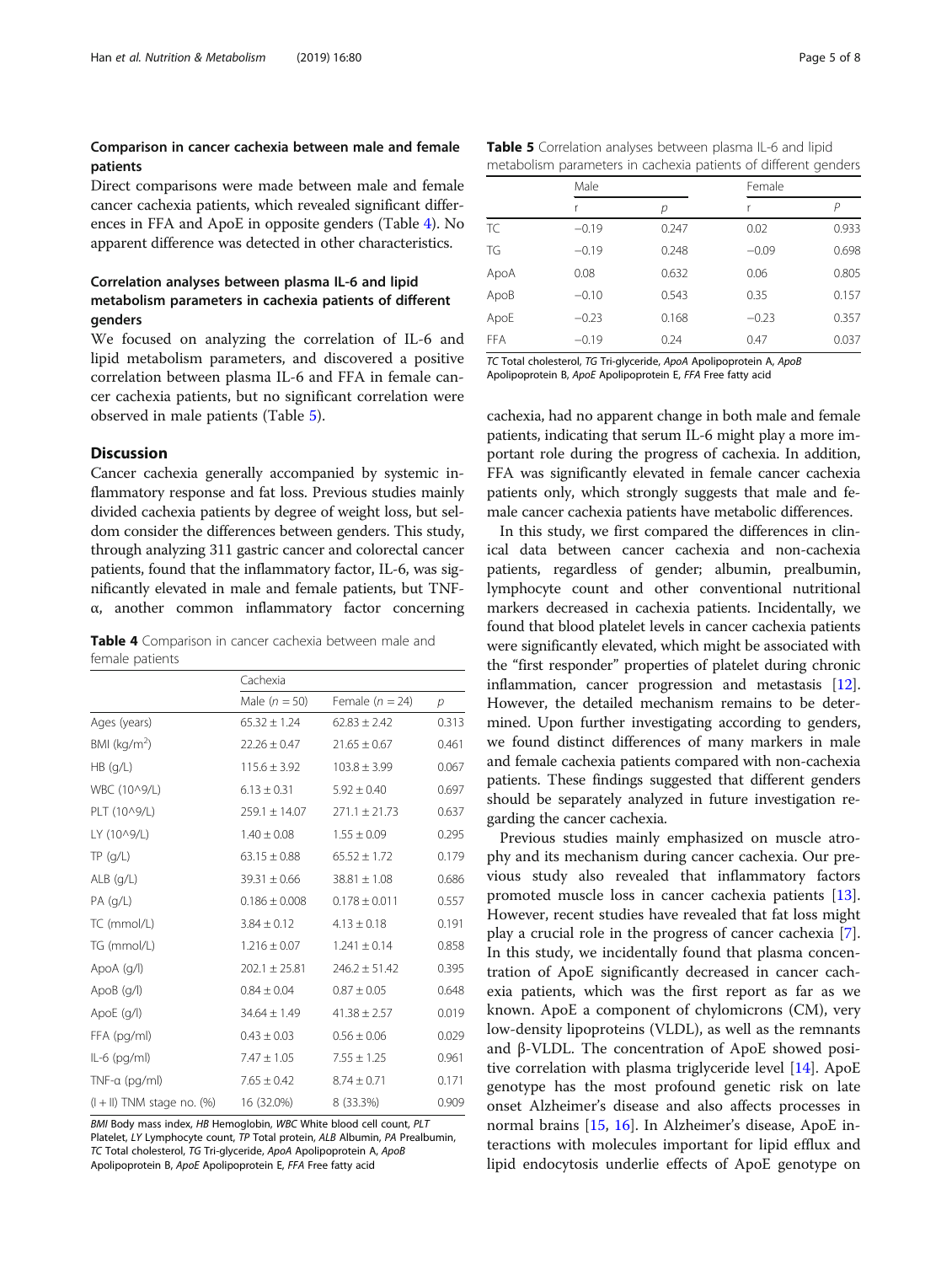### Comparison in cancer cachexia between male and female patients

Direct comparisons were made between male and female cancer cachexia patients, which revealed significant differences in FFA and ApoE in opposite genders (Table 4). No apparent difference was detected in other characteristics.

### Correlation analyses between plasma IL-6 and lipid metabolism parameters in cachexia patients of different genders

We focused on analyzing the correlation of IL-6 and lipid metabolism parameters, and discovered a positive correlation between plasma IL-6 and FFA in female cancer cachexia patients, but no significant correlation were observed in male patients (Table 5).

**Table 5** Correlation analyses between plasma IL-6 and lipid metabolism parameters in cachexia patients of different genders

| | Male | | Female | |
|---|---|---|---|---|
| | r | p | r | P |
| TC | −0.19 | 0.247 | 0.02 | 0.933 |
| TG | −0.19 | 0.248 | −0.09 | 0.698 |
| ApoA | 0.08 | 0.632 | 0.06 | 0.805 |
| ApoB | −0.10 | 0.543 | 0.35 | 0.157 |
| ApoE | −0.23 | 0.168 | −0.23 | 0.357 |
| FFA | −0.19 | 0.24 | 0.47 | 0.037 |

*TC* Total cholesterol, *TG* Tri-glyceride, *ApoA* Apolipoprotein A, *ApoB* Apolipoprotein B, *ApoE* Apolipoprotein E, *FFA* Free fatty acid

## Discussion

Cancer cachexia generally accompanied by systemic inflammatory response and fat loss. Previous studies mainly divided cachexia patients by degree of weight loss, but seldom consider the differences between genders. This study, through analyzing 311 gastric cancer and colorectal cancer patients, found that the inflammatory factor, IL-6, was significantly elevated in male and female patients, but TNF-α, another common inflammatory factor concerning cachexia, had no apparent change in both male and female patients, indicating that serum IL-6 might play a more important role during the progress of cachexia. In addition, FFA was significantly elevated in female cancer cachexia patients only, which strongly suggests that male and female cancer cachexia patients have metabolic differences.

**Table 4** Comparison in cancer cachexia between male and female patients

| | Cachexia | | |
|---|---|---|---|
| | Male ($n = 50$) | Female ($n = 24$) | p |
| Ages (years) | 65.32 ± 1.24 | 62.83 ± 2.42 | 0.313 |
| BMI (kg/m$^2$) | 22.26 ± 0.47 | 21.65 ± 0.67 | 0.461 |
| HB (g/L) | 115.6 ± 3.92 | 103.8 ± 3.99 | 0.067 |
| WBC (10^9/L) | 6.13 ± 0.31 | 5.92 ± 0.40 | 0.697 |
| PLT (10^9/L) | 259.1 ± 14.07 | 271.1 ± 21.73 | 0.637 |
| LY (10^9/L) | 1.40 ± 0.08 | 1.55 ± 0.09 | 0.295 |
| TP (g/L) | 63.15 ± 0.88 | 65.52 ± 1.72 | 0.179 |
| ALB (g/L) | 39.31 ± 0.66 | 38.81 ± 1.08 | 0.686 |
| PA (g/L) | 0.186 ± 0.008 | 0.178 ± 0.011 | 0.557 |
| TC (mmol/L) | 3.84 ± 0.12 | 4.13 ± 0.18 | 0.191 |
| TG (mmol/L) | 1.216 ± 0.07 | 1.241 ± 0.14 | 0.858 |
| ApoA (g/l) | 202.1 ± 25.81 | 246.2 ± 51.42 | 0.395 |
| ApoB (g/l) | 0.84 ± 0.04 | 0.87 ± 0.05 | 0.648 |
| ApoE (g/l) | 34.64 ± 1.49 | 41.38 ± 2.57 | 0.019 |
| FFA (pg/ml) | 0.43 ± 0.03 | 0.56 ± 0.06 | 0.029 |
| IL-6 (pg/ml) | 7.47 ± 1.05 | 7.55 ± 1.25 | 0.961 |
| TNF-α (pg/ml) | 7.65 ± 0.42 | 8.74 ± 0.71 | 0.171 |
| (I + II) TNM stage no. (%) | 16 (32.0%) | 8 (33.3%) | 0.909 |

*BMI* Body mass index, *HB* Hemoglobin, *WBC* White blood cell count, *PLT* Platelet, *LY* Lymphocyte count, *TP* Total protein, *ALB* Albumin, *PA* Prealbumin, *TC* Total cholesterol, *TG* Tri-glyceride, *ApoA* Apolipoprotein A, *ApoB* Apolipoprotein B, *ApoE* Apolipoprotein E, *FFA* Free fatty acid

In this study, we first compared the differences in clinical data between cancer cachexia and non-cachexia patients, regardless of gender; albumin, prealbumin, lymphocyte count and other conventional nutritional markers decreased in cachexia patients. Incidentally, we found that blood platelet levels in cancer cachexia patients were significantly elevated, which might be associated with the "first responder" properties of platelet during chronic inflammation, cancer progression and metastasis [12]. However, the detailed mechanism remains to be determined. Upon further investigating according to genders, we found distinct differences of many markers in male and female cachexia patients compared with non-cachexia patients. These findings suggested that different genders should be separately analyzed in future investigation regarding the cancer cachexia.

Previous studies mainly emphasized on muscle atrophy and its mechanism during cancer cachexia. Our previous study also revealed that inflammatory factors promoted muscle loss in cancer cachexia patients [13]. However, recent studies have revealed that fat loss might play a crucial role in the progress of cancer cachexia [7]. In this study, we incidentally found that plasma concentration of ApoE significantly decreased in cancer cachexia patients, which was the first report as far as we known. ApoE a component of chylomicrons (CM), very low-density lipoproteins (VLDL), as well as the remnants and β-VLDL. The concentration of ApoE showed positive correlation with plasma triglyceride level [14]. ApoE genotype has the most profound genetic risk on late onset Alzheimer's disease and also affects processes in normal brains [15, 16]. In Alzheimer's disease, ApoE interactions with molecules important for lipid efflux and lipid endocytosis underlie effects of ApoE genotype on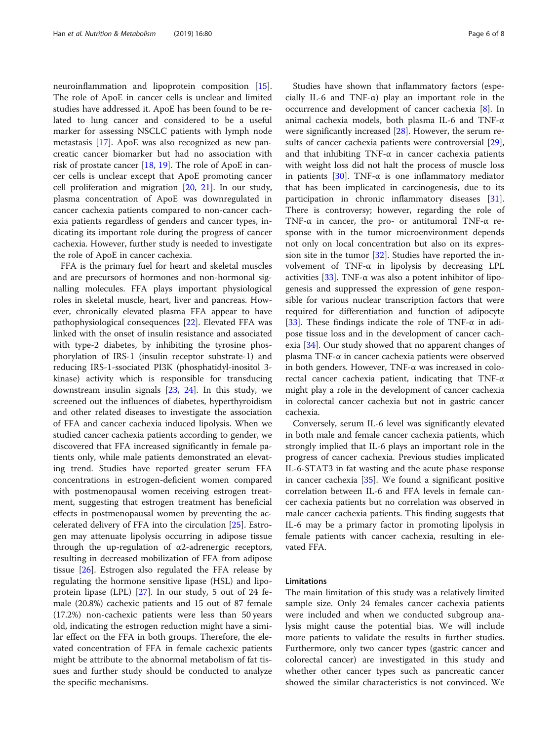neuroinflammation and lipoprotein composition [15]. The role of ApoE in cancer cells is unclear and limited studies have addressed it. ApoE has been found to be related to lung cancer and considered to be a useful marker for assessing NSCLC patients with lymph node metastasis [17]. ApoE was also recognized as new pancreatic cancer biomarker but had no association with risk of prostate cancer [18, 19]. The role of ApoE in cancer cells is unclear except that ApoE promoting cancer cell proliferation and migration [20, 21]. In our study, plasma concentration of ApoE was downregulated in cancer cachexia patients compared to non-cancer cachexia patients regardless of genders and cancer types, indicating its important role during the progress of cancer cachexia. However, further study is needed to investigate the role of ApoE in cancer cachexia.

FFA is the primary fuel for heart and skeletal muscles and are precursors of hormones and non-hormonal signalling molecules. FFA plays important physiological roles in skeletal muscle, heart, liver and pancreas. However, chronically elevated plasma FFA appear to have pathophysiological consequences [22]. Elevated FFA was linked with the onset of insulin resistance and associated with type-2 diabetes, by inhibiting the tyrosine phosphorylation of IRS-1 (insulin receptor substrate-1) and reducing IRS-1-ssociated PI3K (phosphatidyl-inositol 3-kinase) activity which is responsible for transducing downstream insulin signals [23, 24]. In this study, we screened out the influences of diabetes, hyperthyroidism and other related diseases to investigate the association of FFA and cancer cachexia induced lipolysis. When we studied cancer cachexia patients according to gender, we discovered that FFA increased significantly in female patients only, while male patients demonstrated an elevating trend. Studies have reported greater serum FFA concentrations in estrogen-deficient women compared with postmenopausal women receiving estrogen treatment, suggesting that estrogen treatment has beneficial effects in postmenopausal women by preventing the accelerated delivery of FFA into the circulation [25]. Estrogen may attenuate lipolysis occurring in adipose tissue through the up-regulation of α2-adrenergic receptors, resulting in decreased mobilization of FFA from adipose tissue [26]. Estrogen also regulated the FFA release by regulating the hormone sensitive lipase (HSL) and lipoprotein lipase (LPL) [27]. In our study, 5 out of 24 female (20.8%) cachexic patients and 15 out of 87 female (17.2%) non-cachexic patients were less than 50 years old, indicating the estrogen reduction might have a similar effect on the FFA in both groups. Therefore, the elevated concentration of FFA in female cachexic patients might be attribute to the abnormal metabolism of fat tissues and further study should be conducted to analyze the specific mechanisms.

Studies have shown that inflammatory factors (especially IL-6 and TNF-α) play an important role in the occurrence and development of cancer cachexia [8]. In animal cachexia models, both plasma IL-6 and TNF-α were significantly increased [28]. However, the serum results of cancer cachexia patients were controversial [29], and that inhibiting TNF-α in cancer cachexia patients with weight loss did not halt the process of muscle loss in patients [30]. TNF-α is one inflammatory mediator that has been implicated in carcinogenesis, due to its participation in chronic inflammatory diseases [31]. There is controversy; however, regarding the role of TNF-α in cancer, the pro- or antitumoral TNF-α response with in the tumor microenvironment depends not only on local concentration but also on its expression site in the tumor [32]. Studies have reported the involvement of TNF-α in lipolysis by decreasing LPL activities [33]. TNF-α was also a potent inhibitor of lipogenesis and suppressed the expression of gene responsible for various nuclear transcription factors that were required for differentiation and function of adipocyte [33]. These findings indicate the role of TNF-α in adipose tissue loss and in the development of cancer cachexia [34]. Our study showed that no apparent changes of plasma TNF-α in cancer cachexia patients were observed in both genders. However, TNF-α was increased in colorectal cancer cachexia patient, indicating that TNF-α might play a role in the development of cancer cachexia in colorectal cancer cachexia but not in gastric cancer cachexia.

Conversely, serum IL-6 level was significantly elevated in both male and female cancer cachexia patients, which strongly implied that IL-6 plays an important role in the progress of cancer cachexia. Previous studies implicated IL-6-STAT3 in fat wasting and the acute phase response in cancer cachexia [35]. We found a significant positive correlation between IL-6 and FFA levels in female cancer cachexia patients but no correlation was observed in male cancer cachexia patients. This finding suggests that IL-6 may be a primary factor in promoting lipolysis in female patients with cancer cachexia, resulting in elevated FFA.

## Limitations

The main limitation of this study was a relatively limited sample size. Only 24 females cancer cachexia patients were included and when we conducted subgroup analysis might cause the potential bias. We will include more patients to validate the results in further studies. Furthermore, only two cancer types (gastric cancer and colorectal cancer) are investigated in this study and whether other cancer types such as pancreatic cancer showed the similar characteristics is not convinced. We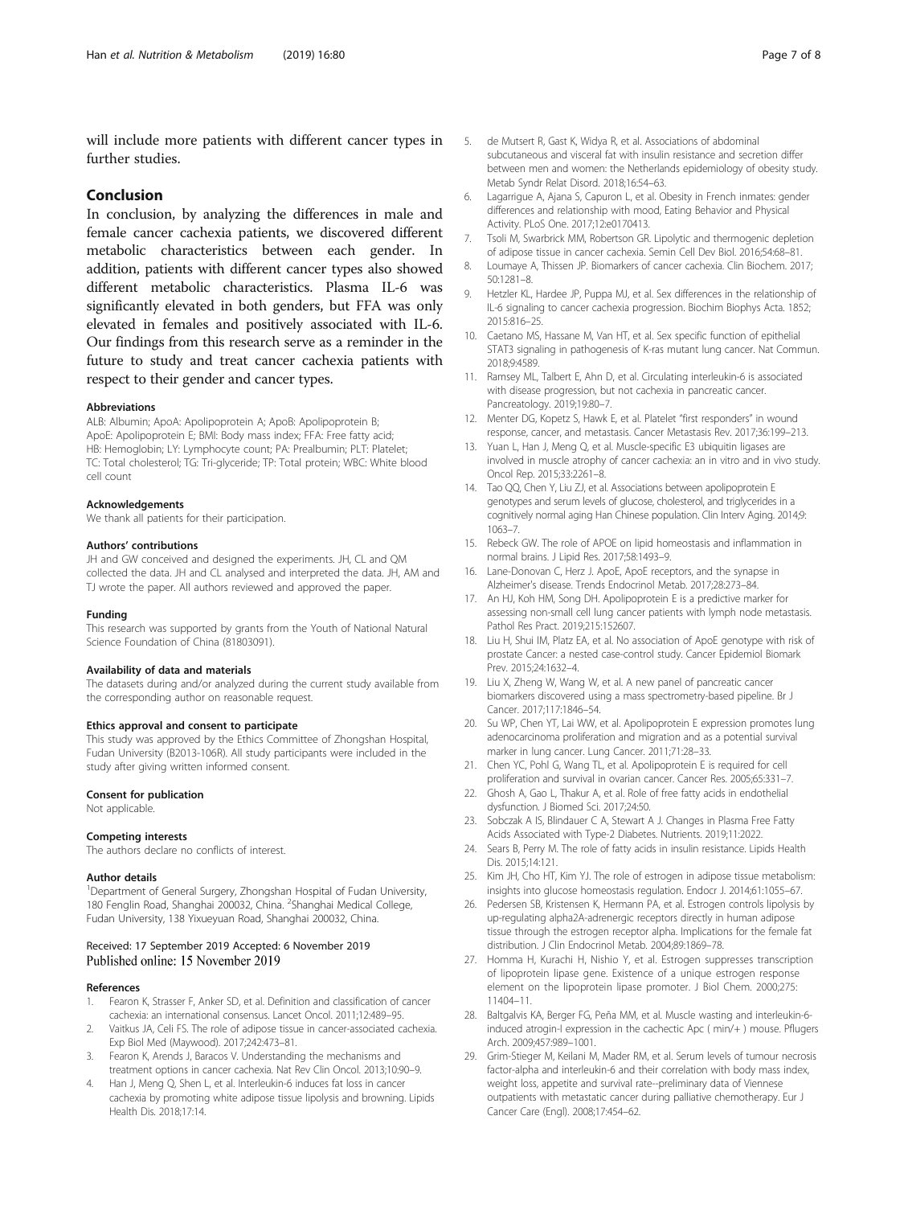will include more patients with different cancer types in further studies.

## Conclusion

In conclusion, by analyzing the differences in male and female cancer cachexia patients, we discovered different metabolic characteristics between each gender. In addition, patients with different cancer types also showed different metabolic characteristics. Plasma IL-6 was significantly elevated in both genders, but FFA was only elevated in females and positively associated with IL-6. Our findings from this research serve as a reminder in the future to study and treat cancer cachexia patients with respect to their gender and cancer types.

#### Abbreviations

ALB: Albumin; ApoA: Apolipoprotein A; ApoB: Apolipoprotein B; ApoE: Apolipoprotein E; BMI: Body mass index; FFA: Free fatty acid; HB: Hemoglobin; LY: Lymphocyte count; PA: Prealbumin; PLT: Platelet; TC: Total cholesterol; TG: Tri-glyceride; TP: Total protein; WBC: White blood cell count

#### Acknowledgements

We thank all patients for their participation.

#### Authors' contributions

JH and GW conceived and designed the experiments. JH, CL and QM collected the data. JH and CL analysed and interpreted the data. JH, AM and TJ wrote the paper. All authors reviewed and approved the paper.

#### Funding

This research was supported by grants from the Youth of National Natural Science Foundation of China (81803091).

#### Availability of data and materials

The datasets during and/or analyzed during the current study available from the corresponding author on reasonable request.

#### Ethics approval and consent to participate

This study was approved by the Ethics Committee of Zhongshan Hospital, Fudan University (B2013-106R). All study participants were included in the study after giving written informed consent.

#### Consent for publication

Not applicable.

#### Competing interests

The authors declare no conflicts of interest.

#### Author details

[1]Department of General Surgery, Zhongshan Hospital of Fudan University, 180 Fenglin Road, Shanghai 200032, China. [2]Shanghai Medical College, Fudan University, 138 Yixueyuan Road, Shanghai 200032, China.

Received: 17 September 2019 Accepted: 6 November 2019
Published online: 15 November 2019

#### References

1. Fearon K, Strasser F, Anker SD, et al. Definition and classification of cancer cachexia: an international consensus. Lancet Oncol. 2011;12:489–95.
2. Vaitkus JA, Celi FS. The role of adipose tissue in cancer-associated cachexia. Exp Biol Med (Maywood). 2017;242:473–81.
3. Fearon K, Arends J, Baracos V. Understanding the mechanisms and treatment options in cancer cachexia. Nat Rev Clin Oncol. 2013;10:90–9.
4. Han J, Meng Q, Shen L, et al. Interleukin-6 induces fat loss in cancer cachexia by promoting white adipose tissue lipolysis and browning. Lipids Health Dis. 2018;17:14.
5. de Mutsert R, Gast K, Widya R, et al. Associations of abdominal subcutaneous and visceral fat with insulin resistance and secretion differ between men and women: the Netherlands epidemiology of obesity study. Metab Syndr Relat Disord. 2018;16:54–63.
6. Lagarrigue A, Ajana S, Capuron L, et al. Obesity in French inmates: gender differences and relationship with mood, Eating Behavior and Physical Activity. PLoS One. 2017;12:e0170413.
7. Tsoli M, Swarbrick MM, Robertson GR. Lipolytic and thermogenic depletion of adipose tissue in cancer cachexia. Semin Cell Dev Biol. 2016;54:68–81.
8. Loumaye A, Thissen JP. Biomarkers of cancer cachexia. Clin Biochem. 2017;50:1281–8.
9. Hetzler KL, Hardee JP, Puppa MJ, et al. Sex differences in the relationship of IL-6 signaling to cancer cachexia progression. Biochim Biophys Acta. 1852;2015:816–25.
10. Caetano MS, Hassane M, Van HT, et al. Sex specific function of epithelial STAT3 signaling in pathogenesis of K-ras mutant lung cancer. Nat Commun. 2018;9:4589.
11. Ramsey ML, Talbert E, Ahn D, et al. Circulating interleukin-6 is associated with disease progression, but not cachexia in pancreatic cancer. Pancreatology. 2019;19:80–7.
12. Menter DG, Kopetz S, Hawk E, et al. Platelet "first responders" in wound response, cancer, and metastasis. Cancer Metastasis Rev. 2017;36:199–213.
13. Yuan L, Han J, Meng Q, et al. Muscle-specific E3 ubiquitin ligases are involved in muscle atrophy of cancer cachexia: an in vitro and in vivo study. Oncol Rep. 2015;33:2261–8.
14. Tao QQ, Chen Y, Liu ZJ, et al. Associations between apolipoprotein E genotypes and serum levels of glucose, cholesterol, and triglycerides in a cognitively normal aging Han Chinese population. Clin Interv Aging. 2014;9:1063–7.
15. Rebeck GW. The role of APOE on lipid homeostasis and inflammation in normal brains. J Lipid Res. 2017;58:1493–9.
16. Lane-Donovan C, Herz J. ApoE, ApoE receptors, and the synapse in Alzheimer's disease. Trends Endocrinol Metab. 2017;28:273–84.
17. An HJ, Koh HM, Song DH. Apolipoprotein E is a predictive marker for assessing non-small cell lung cancer patients with lymph node metastasis. Pathol Res Pract. 2019;215:152607.
18. Liu H, Shui IM, Platz EA, et al. No association of ApoE genotype with risk of prostate Cancer: a nested case-control study. Cancer Epidemiol Biomark Prev. 2015;24:1632–4.
19. Liu X, Zheng W, Wang W, et al. A new panel of pancreatic cancer biomarkers discovered using a mass spectrometry-based pipeline. Br J Cancer. 2017;117:1846–54.
20. Su WP, Chen YT, Lai WW, et al. Apolipoprotein E expression promotes lung adenocarcinoma proliferation and migration and as a potential survival marker in lung cancer. Lung Cancer. 2011;71:28–33.
21. Chen YC, Pohl G, Wang TL, et al. Apolipoprotein E is required for cell proliferation and survival in ovarian cancer. Cancer Res. 2005;65:331–7.
22. Ghosh A, Gao L, Thakur A, et al. Role of free fatty acids in endothelial dysfunction. J Biomed Sci. 2017;24:50.
23. Sobczak A IS, Blindauer C A, Stewart A J. Changes in Plasma Free Fatty Acids Associated with Type-2 Diabetes. Nutrients. 2019;11:2022.
24. Sears B, Perry M. The role of fatty acids in insulin resistance. Lipids Health Dis. 2015;14:121.
25. Kim JH, Cho HT, Kim YJ. The role of estrogen in adipose tissue metabolism: insights into glucose homeostasis regulation. Endocr J. 2014;61:1055–67.
26. Pedersen SB, Kristensen K, Hermann PA, et al. Estrogen controls lipolysis by up-regulating alpha2A-adrenergic receptors directly in human adipose tissue through the estrogen receptor alpha. Implications for the female fat distribution. J Clin Endocrinol Metab. 2004;89:1869–78.
27. Homma H, Kurachi H, Nishio Y, et al. Estrogen suppresses transcription of lipoprotein lipase gene. Existence of a unique estrogen response element on the lipoprotein lipase promoter. J Biol Chem. 2000;275:11404–11.
28. Baltgalvis KA, Berger FG, Peña MM, et al. Muscle wasting and interleukin-6-induced atrogin-I expression in the cachectic Apc ( min/+ ) mouse. Pflugers Arch. 2009;457:989–1001.
29. Grim-Stieger M, Keilani M, Mader RM, et al. Serum levels of tumour necrosis factor-alpha and interleukin-6 and their correlation with body mass index, weight loss, appetite and survival rate--preliminary data of Viennese outpatients with metastatic cancer during palliative chemotherapy. Eur J Cancer Care (Engl). 2008;17:454–62.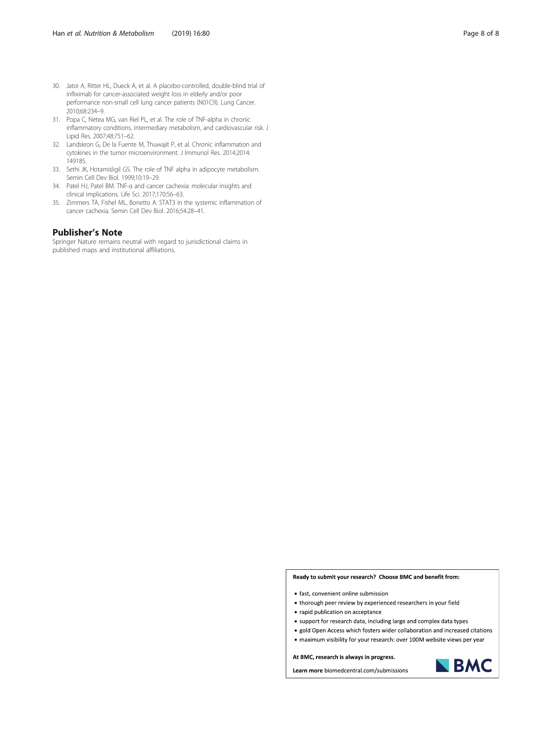30. Jatoi A, Ritter HL, Dueck A, et al. A placebo-controlled, double-blind trial of infliximab for cancer-associated weight loss in elderly and/or poor performance non-small cell lung cancer patients (N01C9). Lung Cancer. 2010;68:234–9.
31. Popa C, Netea MG, van Riel PL, et al. The role of TNF-alpha in chronic inflammatory conditions, intermediary metabolism, and cardiovascular risk. J Lipid Res. 2007;48:751–62.
32. Landskron G, De la Fuente M, Thuwajit P, et al. Chronic inflammation and cytokines in the tumor microenvironment. J Immunol Res. 2014;2014:149185.
33. Sethi JK, Hotamisligil GS. The role of TNF alpha in adipocyte metabolism. Semin Cell Dev Biol. 1999;10:19–29.
34. Patel HJ, Patel BM. TNF-α and cancer cachexia: molecular insights and clinical implications. Life Sci. 2017;170:56–63.
35. Zimmers TA, Fishel ML, Bonetto A. STAT3 in the systemic inflammation of cancer cachexia. Semin Cell Dev Biol. 2016;54:28–41.

## Publisher's Note

Springer Nature remains neutral with regard to jurisdictional claims in published maps and institutional affiliations.

**Ready to submit your research? Choose BMC and benefit from:**

- fast, convenient online submission
- thorough peer review by experienced researchers in your field
- rapid publication on acceptance
- support for research data, including large and complex data types
- gold Open Access which fosters wider collaboration and increased citations
- maximum visibility for your research: over 100M website views per year

**At BMC, research is always in progress.**

**Learn more** biomedcentral.com/submissions

BMC